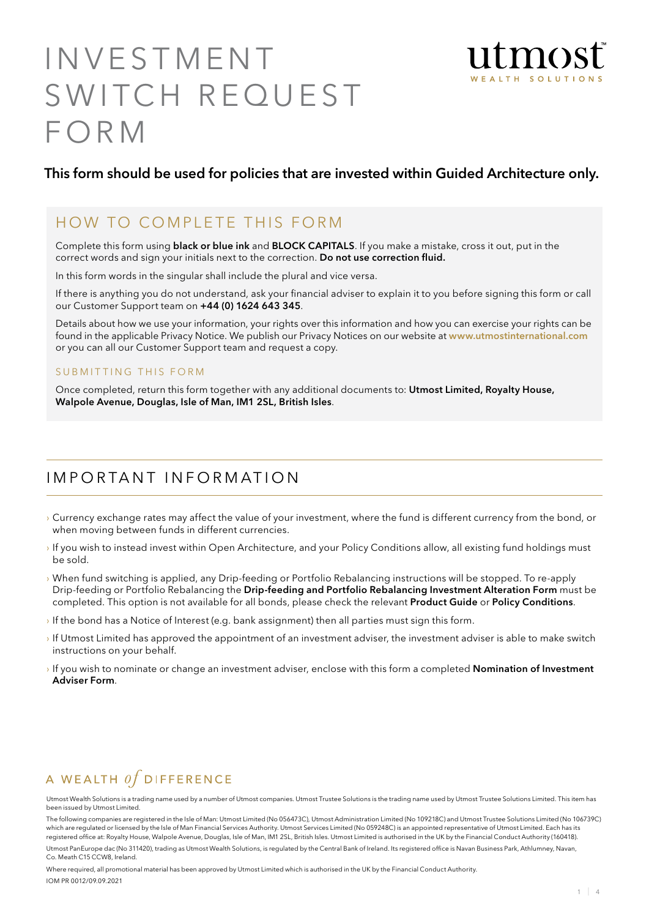# INVESTMENT SWITCH REQUEST FORM

utmost
WEALTH SOLUTIONS

**This form should be used for policies that are invested within Guided Architecture only.**

## HOW TO COMPLETE THIS FORM

Complete this form using **black or blue ink** and **BLOCK CAPITALS**. If you make a mistake, cross it out, put in the correct words and sign your initials next to the correction. **Do not use correction fluid.**

In this form words in the singular shall include the plural and vice versa.

If there is anything you do not understand, ask your financial adviser to explain it to you before signing this form or call our Customer Support team on **+44 (0) 1624 643 345**.

Details about how we use your information, your rights over this information and how you can exercise your rights can be found in the applicable Privacy Notice. We publish our Privacy Notices on our website at **www.utmostinternational.com** or you can all our Customer Support team and request a copy.

### SUBMITTING THIS FORM

Once completed, return this form together with any additional documents to: **Utmost Limited, Royalty House, Walpole Avenue, Douglas, Isle of Man, IM1 2SL, British Isles**.

## IMPORTANT INFORMATION

- Currency exchange rates may affect the value of your investment, where the fund is different currency from the bond, or when moving between funds in different currencies.
- If you wish to instead invest within Open Architecture, and your Policy Conditions allow, all existing fund holdings must be sold.
- When fund switching is applied, any Drip-feeding or Portfolio Rebalancing instructions will be stopped. To re-apply Drip-feeding or Portfolio Rebalancing the **Drip-feeding and Portfolio Rebalancing Investment Alteration Form** must be completed. This option is not available for all bonds, please check the relevant **Product Guide** or **Policy Conditions**.
- If the bond has a Notice of Interest (e.g. bank assignment) then all parties must sign this form.
- If Utmost Limited has approved the appointment of an investment adviser, the investment adviser is able to make switch instructions on your behalf.
- If you wish to nominate or change an investment adviser, enclose with this form a completed **Nomination of Investment Adviser Form**.

A WEALTH *of* DIFFERENCE

Utmost Wealth Solutions is a trading name used by a number of Utmost companies. Utmost Trustee Solutions is the trading name used by Utmost Trustee Solutions Limited. This item has been issued by Utmost Limited.

The following companies are registered in the Isle of Man: Utmost Limited (No 056473C), Utmost Administration Limited (No 109218C) and Utmost Trustee Solutions Limited (No 106739C) which are regulated or licensed by the Isle of Man Financial Services Authority. Utmost Services Limited (No 059248C) is an appointed representative of Utmost Limited. Each has its registered office at: Royalty House, Walpole Avenue, Douglas, Isle of Man, IM1 2SL, British Isles. Utmost Limited is authorised in the UK by the Financial Conduct Authority (160418).

Utmost PanEurope dac (No 311420), trading as Utmost Wealth Solutions, is regulated by the Central Bank of Ireland. Its registered office is Navan Business Park, Athlumney, Navan, Co. Meath C15 CCW8, Ireland.

Where required, all promotional material has been approved by Utmost Limited which is authorised in the UK by the Financial Conduct Authority.

IOM PR 0012/09.09.2021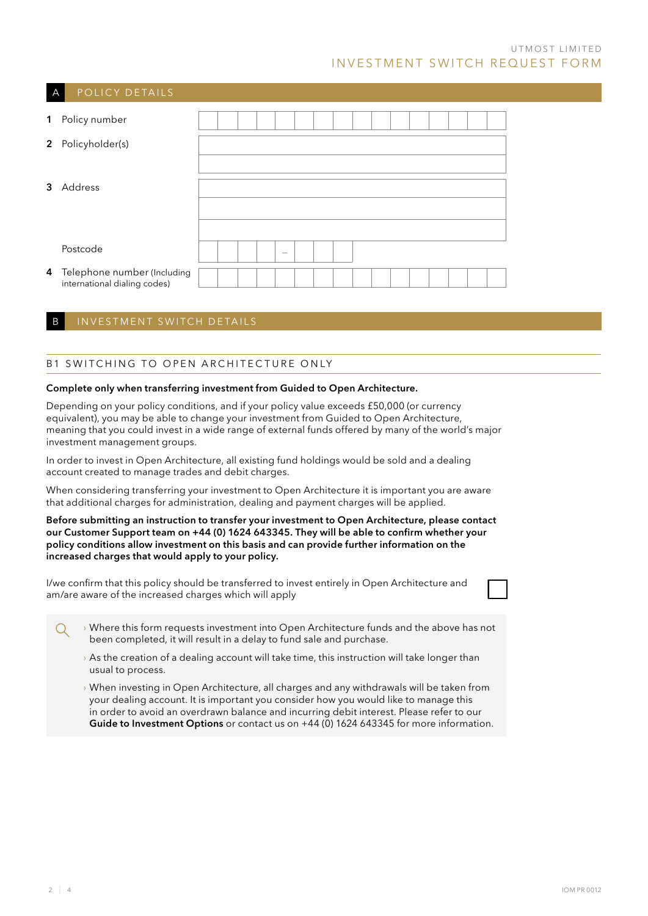UTMOST LIMITED

# INVESTMENT SWITCH REQUEST FORM

## A POLICY DETAILS

| | |
|---|---|
| **1** Policy number | |
| **2** Policyholder(s) | |
| | |
| **3** Address | |
| | |
| | |
| Postcode | – |
| **4** Telephone number (Including international dialing codes) | |

## B INVESTMENT SWITCH DETAILS

### B1 SWITCHING TO OPEN ARCHITECTURE ONLY

**Complete only when transferring investment from Guided to Open Architecture.**

Depending on your policy conditions, and if your policy value exceeds £50,000 (or currency equivalent), you may be able to change your investment from Guided to Open Architecture, meaning that you could invest in a wide range of external funds offered by many of the world's major investment management groups.

In order to invest in Open Architecture, all existing fund holdings would be sold and a dealing account created to manage trades and debit charges.

When considering transferring your investment to Open Architecture it is important you are aware that additional charges for administration, dealing and payment charges will be applied.

**Before submitting an instruction to transfer your investment to Open Architecture, please contact our Customer Support team on +44 (0) 1624 643345. They will be able to confirm whether your policy conditions allow investment on this basis and can provide further information on the increased charges that would apply to your policy.**

I/we confirm that this policy should be transferred to invest entirely in Open Architecture and am/are aware of the increased charges which will apply ☐

- Where this form requests investment into Open Architecture funds and the above has not been completed, it will result in a delay to fund sale and purchase.
- As the creation of a dealing account will take time, this instruction will take longer than usual to process.
- When investing in Open Architecture, all charges and any withdrawals will be taken from your dealing account. It is important you consider how you would like to manage this in order to avoid an overdrawn balance and incurring debit interest. Please refer to our **Guide to Investment Options** or contact us on +44 (0) 1624 643345 for more information.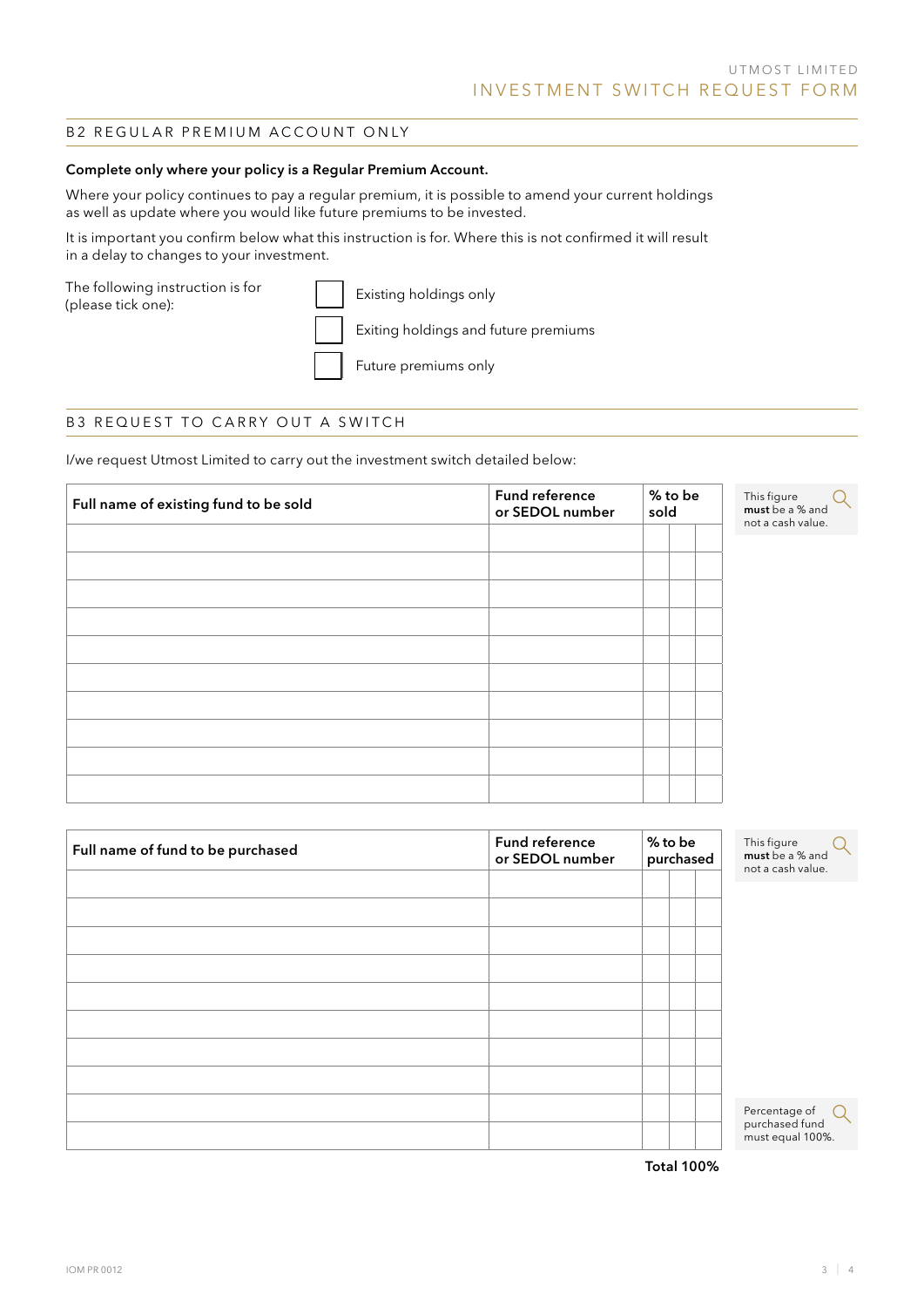## B2 REGULAR PREMIUM ACCOUNT ONLY

**Complete only where your policy is a Regular Premium Account.**

Where your policy continues to pay a regular premium, it is possible to amend your current holdings as well as update where you would like future premiums to be invested.

It is important you confirm below what this instruction is for. Where this is not confirmed it will result in a delay to changes to your investment.

The following instruction is for (please tick one):

- ☐ Existing holdings only
- ☐ Exiting holdings and future premiums
- ☐ Future premiums only

## B3 REQUEST TO CARRY OUT A SWITCH

I/we request Utmost Limited to carry out the investment switch detailed below:

| Full name of existing fund to be sold | Fund reference or SEDOL number | % to be sold |
|---|---|---|
| | | |
| | | |
| | | |
| | | |
| | | |
| | | |
| | | |
| | | |
| | | |
| | | |

This figure **must** be a % and not a cash value.

| Full name of fund to be purchased | Fund reference or SEDOL number | % to be purchased |
|---|---|---|
| | | |
| | | |
| | | |
| | | |
| | | |
| | | |
| | | |
| | | |
| | | |
| | | |
| | **Total 100%** | |

This figure **must** be a % and not a cash value.

Percentage of purchased fund must equal 100%.

IOM PR 0012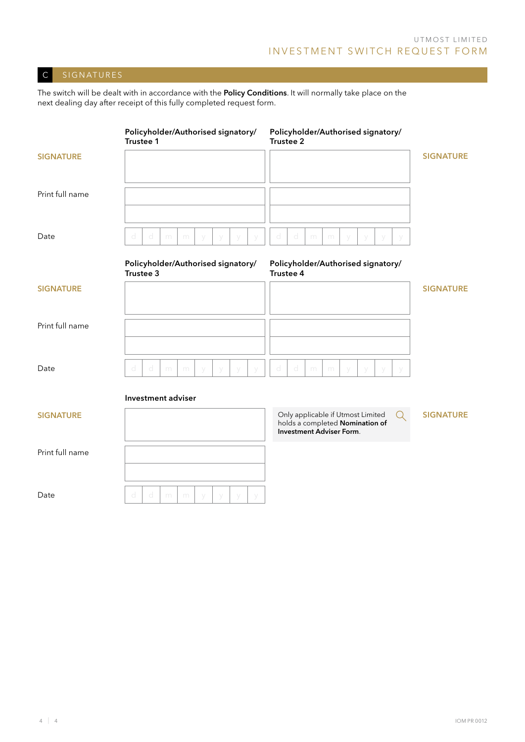UTMOST LIMITED

INVESTMENT SWITCH REQUEST FORM

## C SIGNATURES

The switch will be dealt with in accordance with the **Policy Conditions**. It will normally take place on the next dealing day after receipt of this fully completed request form.

| | Policyholder/Authorised signatory/ Trustee 1 | Policyholder/Authorised signatory/ Trustee 2 | |
|---|---|---|---|
| SIGNATURE | | | SIGNATURE |
| Print full name | | | |
| Date | d d m m y y y y | d d m m y y y y | |

| | Policyholder/Authorised signatory/ Trustee 3 | Policyholder/Authorised signatory/ Trustee 4 | |
|---|---|---|---|
| SIGNATURE | | | SIGNATURE |
| Print full name | | | |
| Date | d d m m y y y y | d d m m y y y y | |

| | Investment adviser | | |
|---|---|---|---|
| SIGNATURE | | Only applicable if Utmost Limited holds a completed **Nomination of Investment Adviser Form**. | SIGNATURE |
| Print full name | | | |
| Date | d d m m y y y y | | |

IOM PR 0012